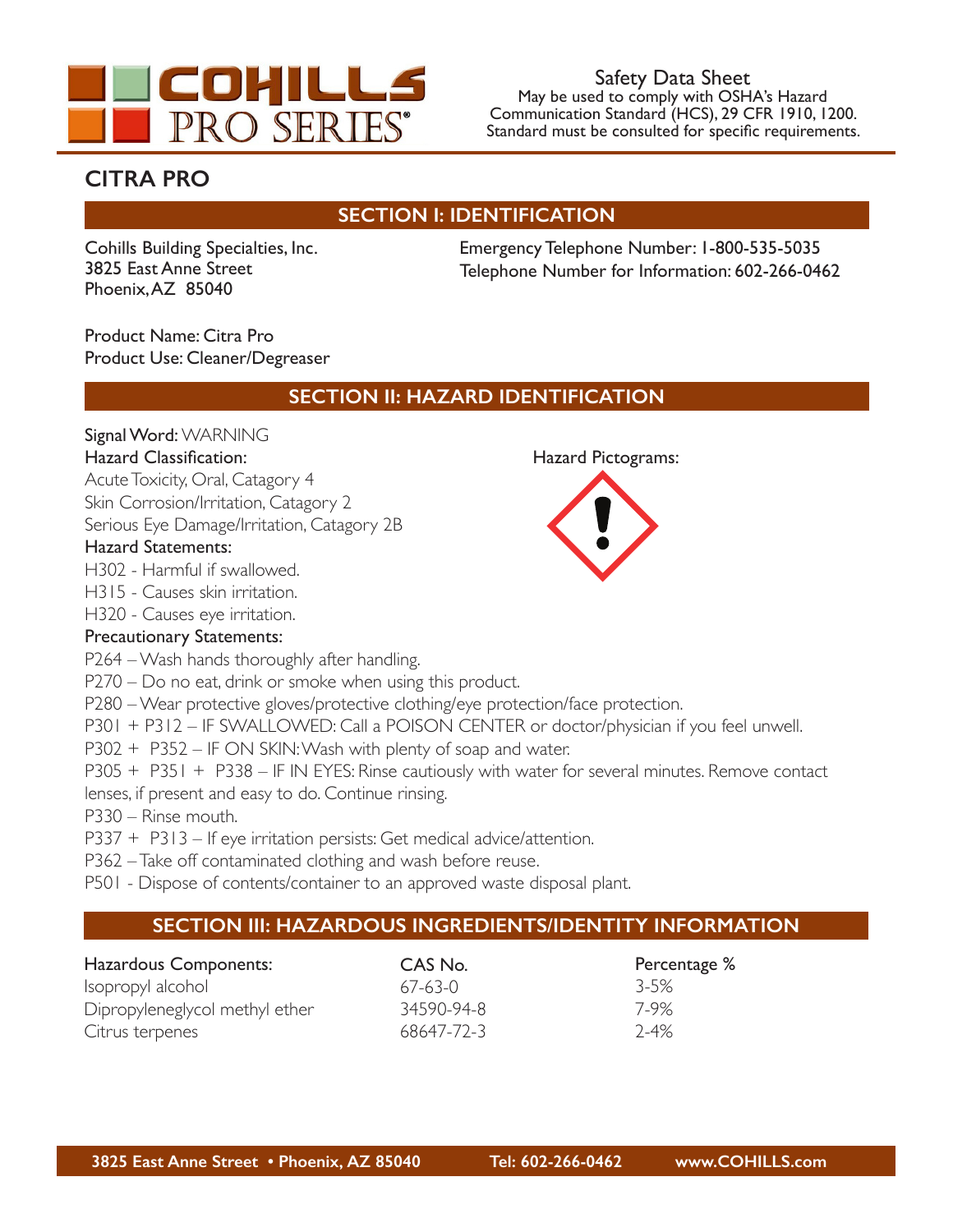COHILLS PRO SERIES®

Safety Data Sheet
May be used to comply with OSHA's Hazard Communication Standard (HCS), 29 CFR 1910, 1200. Standard must be consulted for specific requirements.

# CITRA PRO

## SECTION I: IDENTIFICATION

Cohills Building Specialties, Inc.
3825 East Anne Street
Phoenix, AZ 85040

Emergency Telephone Number: 1-800-535-5035
Telephone Number for Information: 602-266-0462

Product Name: Citra Pro
Product Use: Cleaner/Degreaser

## SECTION II: HAZARD IDENTIFICATION

**Signal Word:** WARNING

**Hazard Classification:**
Acute Toxicity, Oral, Catagory 4
Skin Corrosion/Irritation, Catagory 2
Serious Eye Damage/Irritation, Catagory 2B

**Hazard Pictograms:**

**Hazard Statements:**
H302 - Harmful if swallowed.
H315 - Causes skin irritation.
H320 - Causes eye irritation.

**Precautionary Statements:**
P264 – Wash hands thoroughly after handling.
P270 – Do no eat, drink or smoke when using this product.
P280 – Wear protective gloves/protective clothing/eye protection/face protection.
P301 + P312 – IF SWALLOWED: Call a POISON CENTER or doctor/physician if you feel unwell.
P302 + P352 – IF ON SKIN: Wash with plenty of soap and water.
P305 + P351 + P338 – IF IN EYES: Rinse cautiously with water for several minutes. Remove contact lenses, if present and easy to do. Continue rinsing.
P330 – Rinse mouth.
P337 + P313 – If eye irritation persists: Get medical advice/attention.
P362 – Take off contaminated clothing and wash before reuse.
P501 - Dispose of contents/container to an approved waste disposal plant.

## SECTION III: HAZARDOUS INGREDIENTS/IDENTITY INFORMATION

| Hazardous Components: | CAS No. | Percentage % |
|---|---|---|
| Isopropyl alcohol | 67-63-0 | 3-5% |
| Dipropyleneglycol methyl ether | 34590-94-8 | 7-9% |
| Citrus terpenes | 68647-72-3 | 2-4% |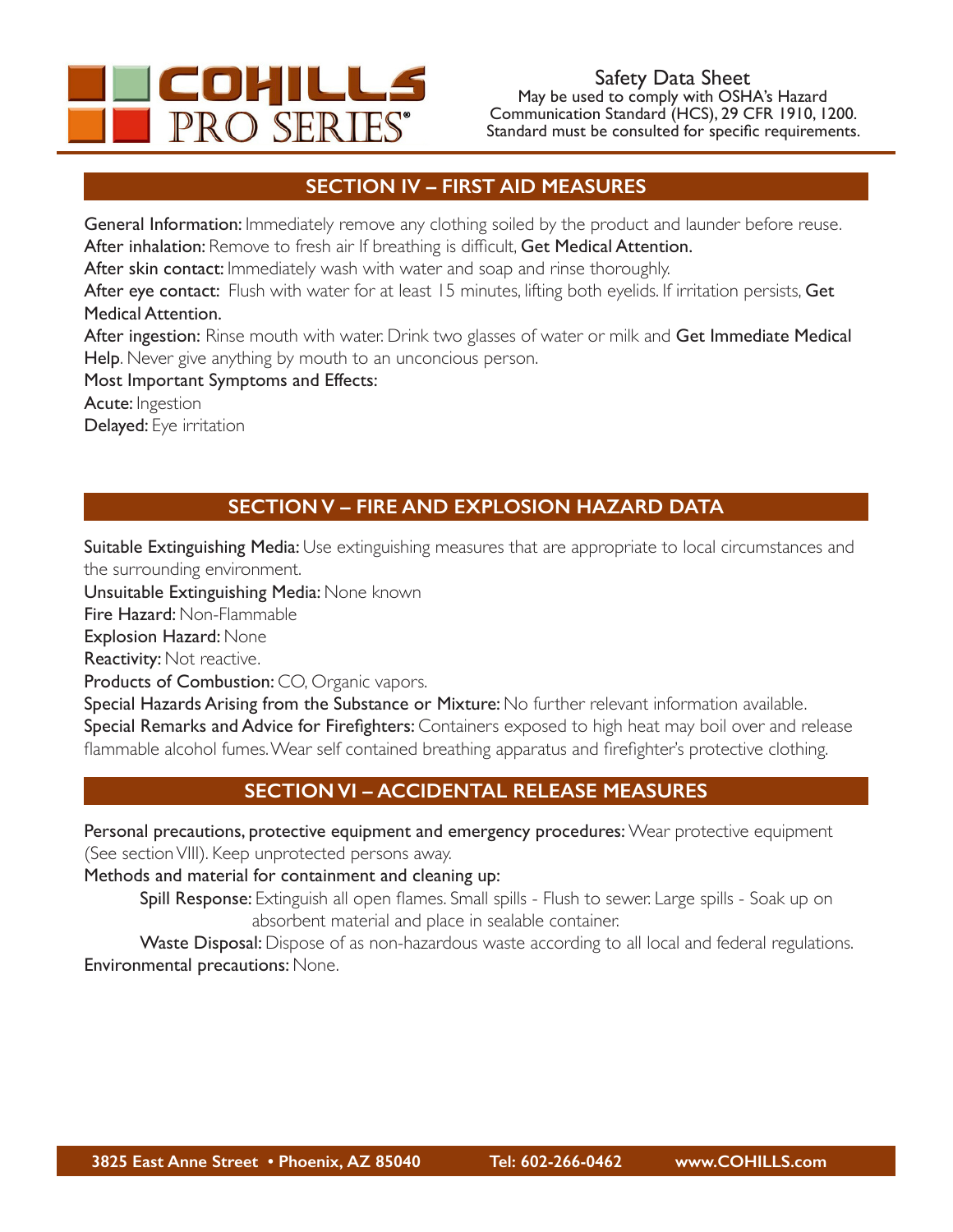## SECTION IV – FIRST AID MEASURES

**General Information:** Immediately remove any clothing soiled by the product and launder before reuse.
**After inhalation:** Remove to fresh air If breathing is difficult, **Get Medical Attention.**
**After skin contact:** Immediately wash with water and soap and rinse thoroughly.
**After eye contact:** Flush with water for at least 15 minutes, lifting both eyelids. If irritation persists, **Get Medical Attention.**
**After ingestion:** Rinse mouth with water. Drink two glasses of water or milk and **Get Immediate Medical Help**. Never give anything by mouth to an unconcious person.
**Most Important Symptoms and Effects:**
**Acute:** Ingestion
**Delayed:** Eye irritation

## SECTION V – FIRE AND EXPLOSION HAZARD DATA

**Suitable Extinguishing Media:** Use extinguishing measures that are appropriate to local circumstances and the surrounding environment.
**Unsuitable Extinguishing Media:** None known
**Fire Hazard:** Non-Flammable
**Explosion Hazard:** None
**Reactivity:** Not reactive.
**Products of Combustion:** CO, Organic vapors.
**Special Hazards Arising from the Substance or Mixture:** No further relevant information available.
**Special Remarks and Advice for Firefighters:** Containers exposed to high heat may boil over and release flammable alcohol fumes. Wear self contained breathing apparatus and firefighter's protective clothing.

## SECTION VI – ACCIDENTAL RELEASE MEASURES

**Personal precautions, protective equipment and emergency procedures:** Wear protective equipment (See section VIII). Keep unprotected persons away.
**Methods and material for containment and cleaning up:**

- **Spill Response:** Extinguish all open flames. Small spills - Flush to sewer. Large spills - Soak up on absorbent material and place in sealable container.
- **Waste Disposal:** Dispose of as non-hazardous waste according to all local and federal regulations.

**Environmental precautions:** None.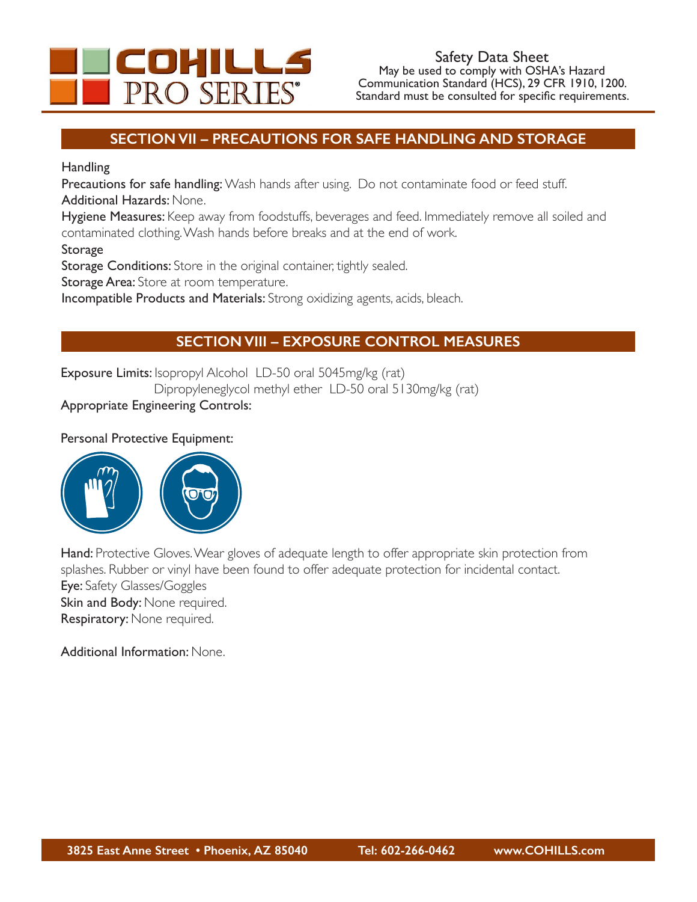## SECTION VII – PRECAUTIONS FOR SAFE HANDLING AND STORAGE

Handling

**Precautions for safe handling:** Wash hands after using. Do not contaminate food or feed stuff.

**Additional Hazards:** None.

**Hygiene Measures:** Keep away from foodstuffs, beverages and feed. Immediately remove all soiled and contaminated clothing. Wash hands before breaks and at the end of work.

Storage

**Storage Conditions:** Store in the original container, tightly sealed.

**Storage Area:** Store at room temperature.

**Incompatible Products and Materials:** Strong oxidizing agents, acids, bleach.

## SECTION VIII – EXPOSURE CONTROL MEASURES

**Exposure Limits:** Isopropyl Alcohol LD-50 oral 5045mg/kg (rat)
Dipropyleneglycol methyl ether LD-50 oral 5130mg/kg (rat)

**Appropriate Engineering Controls:**

**Personal Protective Equipment:**

**Hand:** Protective Gloves. Wear gloves of adequate length to offer appropriate skin protection from splashes. Rubber or vinyl have been found to offer adequate protection for incidental contact.

**Eye:** Safety Glasses/Goggles

**Skin and Body:** None required.

**Respiratory:** None required.

**Additional Information:** None.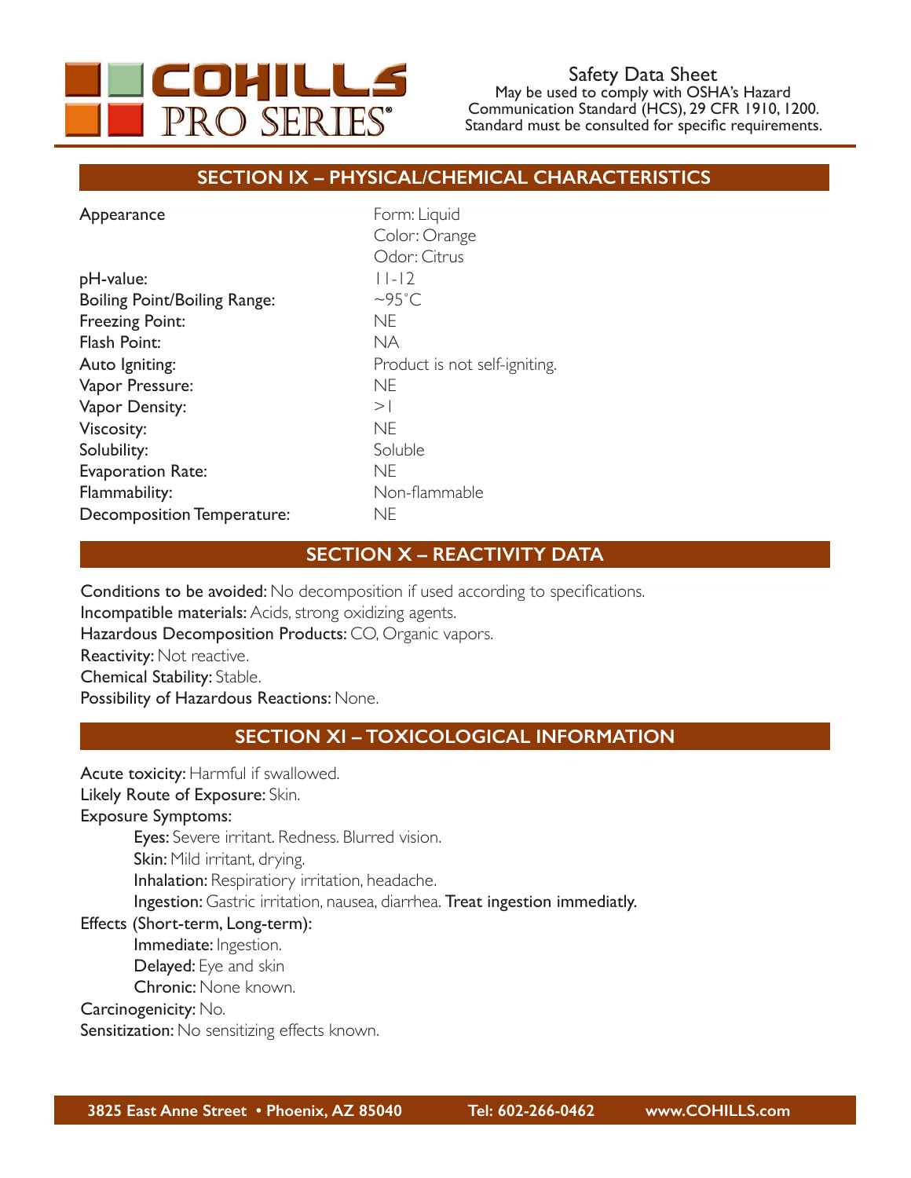## SECTION IX – PHYSICAL/CHEMICAL CHARACTERISTICS

| | |
|---|---|
| Appearance | Form: Liquid<br>Color: Orange<br>Odor: Citrus |
| pH-value: | 11-12 |
| Boiling Point/Boiling Range: | ~95°C |
| Freezing Point: | NE |
| Flash Point: | NA |
| Auto Igniting: | Product is not self-igniting. |
| Vapor Pressure: | NE |
| Vapor Density: | >1 |
| Viscosity: | NE |
| Solubility: | Soluble |
| Evaporation Rate: | NE |
| Flammability: | Non-flammable |
| Decomposition Temperature: | NE |

## SECTION X – REACTIVITY DATA

**Conditions to be avoided:** No decomposition if used according to specifications.
**Incompatible materials:** Acids, strong oxidizing agents.
**Hazardous Decomposition Products:** CO, Organic vapors.
**Reactivity:** Not reactive.
**Chemical Stability:** Stable.
**Possibility of Hazardous Reactions:** None.

## SECTION XI – TOXICOLOGICAL INFORMATION

**Acute toxicity:** Harmful if swallowed.
**Likely Route of Exposure:** Skin.
**Exposure Symptoms:**

- **Eyes:** Severe irritant. Redness. Blurred vision.
- **Skin:** Mild irritant, drying.
- **Inhalation:** Respiratory irritation, headache.
- **Ingestion:** Gastric irritation, nausea, diarrhea. **Treat ingestion immediatly.**

**Effects (Short-term, Long-term):**

- **Immediate:** Ingestion.
- **Delayed:** Eye and skin
- **Chronic:** None known.

**Carcinogenicity:** No.
**Sensitization:** No sensitizing effects known.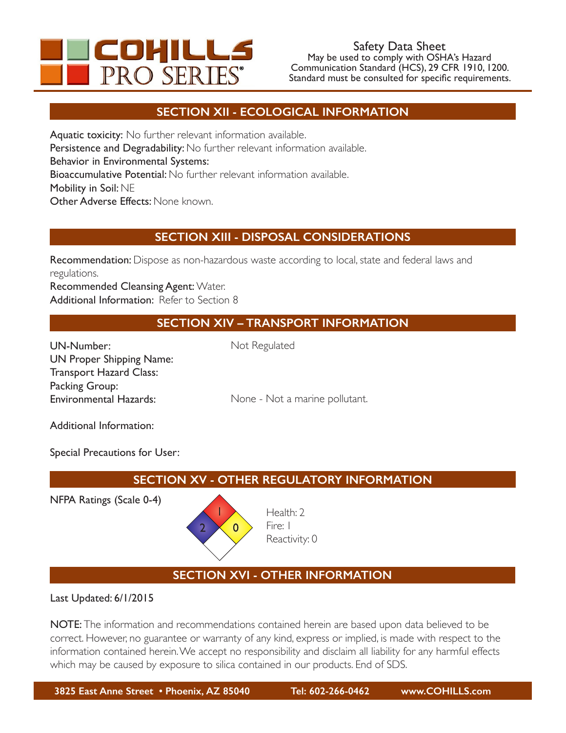## SECTION XII - ECOLOGICAL INFORMATION

**Aquatic toxicity:** No further relevant information available.
**Persistence and Degradability:** No further relevant information available.
**Behavior in Environmental Systems:**
**Bioaccumulative Potential:** No further relevant information available.
**Mobility in Soil:** NE
**Other Adverse Effects:** None known.

## SECTION XIII - DISPOSAL CONSIDERATIONS

**Recommendation:** Dispose as non-hazardous waste according to local, state and federal laws and regulations.
**Recommended Cleansing Agent:** Water.
**Additional Information:** Refer to Section 8

## SECTION XIV – TRANSPORT INFORMATION

| | |
|---|---|
| UN-Number: | Not Regulated |
| UN Proper Shipping Name: | |
| Transport Hazard Class: | |
| Packing Group: | |
| Environmental Hazards: | None - Not a marine pollutant. |

Additional Information:

Special Precautions for User:

## SECTION XV - OTHER REGULATORY INFORMATION

NFPA Ratings (Scale 0-4)

1
2 0

Health: 2
Fire: 1
Reactivity: 0

## SECTION XVI - OTHER INFORMATION

Last Updated: 6/1/2015

**NOTE:** The information and recommendations contained herein are based upon data believed to be correct. However, no guarantee or warranty of any kind, express or implied, is made with respect to the information contained herein. We accept no responsibility and disclaim all liability for any harmful effects which may be caused by exposure to silica contained in our products. End of SDS.

**3825 East Anne Street • Phoenix, AZ 85040 Tel: 602-266-0462 www.COHILLS.com**